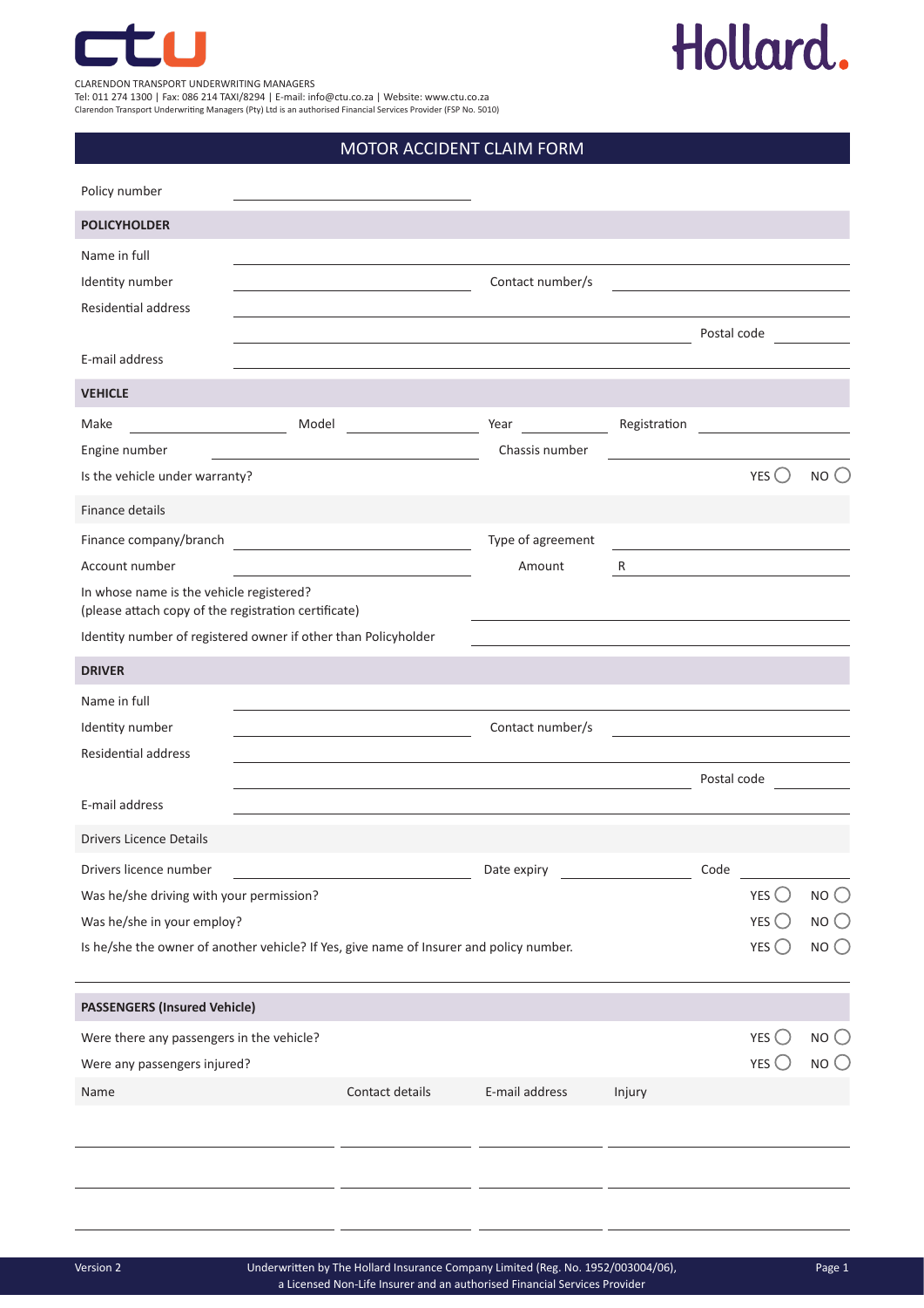CLARENDON TRANSPORT UNDERWRITING MANAGERS
Tel: 011 274 1300 | Fax: 086 214 TAXI/8294 | E-mail: info@ctu.co.za | Website: www.ctu.co.za
Clarendon Transport Underwriting Managers (Pty) Ltd is an authorised Financial Services Provider (FSP No. 5010)

# MOTOR ACCIDENT CLAIM FORM

Policy number ____________________

## POLICYHOLDER

Name in full ____________________

Identity number ____________________ Contact number/s ____________________

Residential address ____________________

____________________ Postal code ________

E-mail address ____________________

## VEHICLE

Make ________ Model ________ Year ________ Registration ________

Engine number ____________________ Chassis number ____________________

Is the vehicle under warranty? YES ◯ NO ◯

### Finance details

Finance company/branch ____________________ Type of agreement ____________________

Account number ____________________ Amount R ____________________

In whose name is the vehicle registered?
(please attach copy of the registration certificate) ____________________

Identity number of registered owner if other than Policyholder ____________________

## DRIVER

Name in full ____________________

Identity number ____________________ Contact number/s ____________________

Residential address ____________________

____________________ Postal code ________

E-mail address ____________________

### Drivers Licence Details

Drivers licence number ____________________ Date expiry ________ Code ________

Was he/she driving with your permission? YES ◯ NO ◯

Was he/she in your employ? YES ◯ NO ◯

Is he/she the owner of another vehicle? If Yes, give name of Insurer and policy number. YES ◯ NO ◯

____________________

## PASSENGERS (Insured Vehicle)

Were there any passengers in the vehicle? YES ◯ NO ◯

Were any passengers injured? YES ◯ NO ◯

| Name | Contact details | E-mail address | Injury |
|---|---|---|---|
| | | | |
| | | | |
| | | | |

Version 2

Underwritten by The Hollard Insurance Company Limited (Reg. No. 1952/003004/06), a Licensed Non-Life Insurer and an authorised Financial Services Provider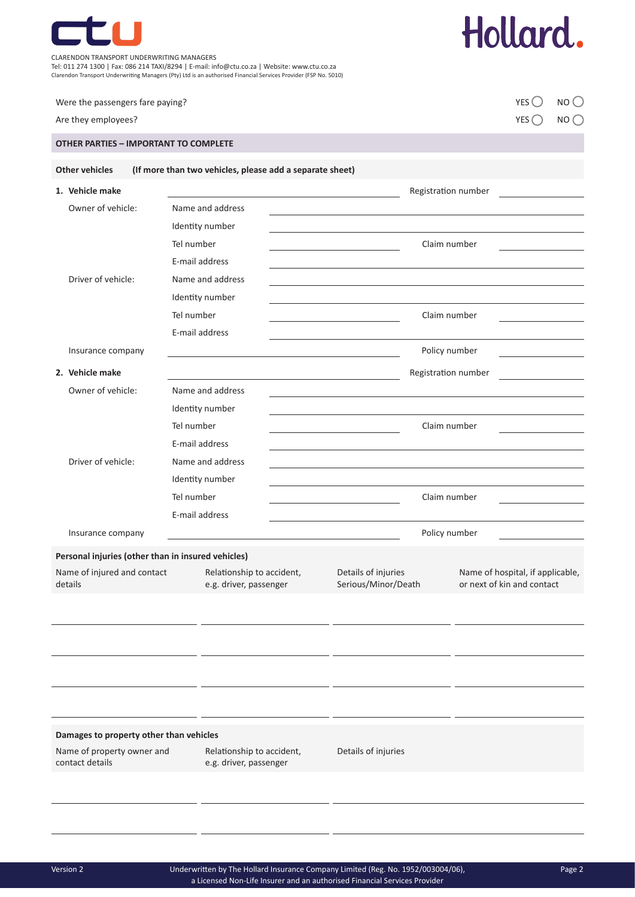CLARENDON TRANSPORT UNDERWRITING MANAGERS
Tel: 011 274 1300 | Fax: 086 214 TAXI/8294 | E-mail: info@ctu.co.za | Website: www.ctu.co.za
Clarendon Transport Underwriting Managers (Pty) Ltd is an authorised Financial Services Provider (FSP No. 5010)

Were the passengers fare paying? YES ◯ NO ◯

Are they employees? YES ◯ NO ◯

## OTHER PARTIES – IMPORTANT TO COMPLETE

**Other vehicles** **(If more than two vehicles, please add a separate sheet)**

**1. Vehicle make** ____________________ Registration number ____________

Owner of vehicle:
- Name and address ____________________
- Identity number ____________________
- Tel number ____________ Claim number ____________
- E-mail address ____________________

Driver of vehicle:
- Name and address ____________________
- Identity number ____________________
- Tel number ____________ Claim number ____________
- E-mail address ____________________

Insurance company ____________________ Policy number ____________

**2. Vehicle make** ____________________ Registration number ____________

Owner of vehicle:
- Name and address ____________________
- Identity number ____________________
- Tel number ____________ Claim number ____________
- E-mail address ____________________

Driver of vehicle:
- Name and address ____________________
- Identity number ____________________
- Tel number ____________ Claim number ____________
- E-mail address ____________________

Insurance company ____________________ Policy number ____________

**Personal injuries (other than in insured vehicles)**

| Name of injured and contact details | Relationship to accident, e.g. driver, passenger | Details of injuries Serious/Minor/Death | Name of hospital, if applicable, or next of kin and contact |
|---|---|---|---|
| | | | |
| | | | |
| | | | |
| | | | |

**Damages to property other than vehicles**

| Name of property owner and contact details | Relationship to accident, e.g. driver, passenger | Details of injuries |
|---|---|---|
| | | |
| | | |

Version 2

Underwritten by The Hollard Insurance Company Limited (Reg. No. 1952/003004/06), a Licensed Non-Life Insurer and an authorised Financial Services Provider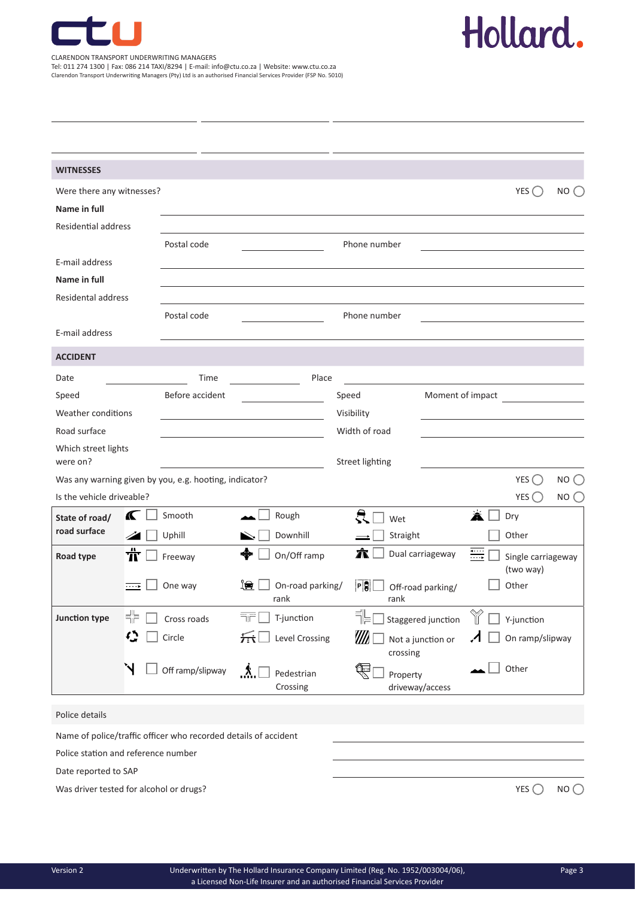CLARENDON TRANSPORT UNDERWRITING MANAGERS
Tel: 011 274 1300 | Fax: 086 214 TAXI/8294 | E-mail: info@ctu.co.za | Website: www.ctu.co.za
Clarendon Transport Underwriting Managers (Pty) Ltd is an authorised Financial Services Provider (FSP No. 5010)

## WITNESSES

Were there any witnesses? YES ◯ NO ◯

**Name in full** ______________________

Residential address ______________________

Postal code ____________ Phone number ____________

E-mail address ______________________

**Name in full** ______________________

Residental address ______________________

Postal code ____________ Phone number ____________

E-mail address ______________________

## ACCIDENT

Date ____________ Time ____________ Place ____________

Speed Before accident ____________ Speed Moment of impact ____________

Weather conditions ____________ Visibility ____________

Road surface ____________ Width of road ____________

Which street lights were on? ____________ Street lighting ____________

Was any warning given by you, e.g. hooting, indicator? YES ◯ NO ◯

Is the vehicle driveable? YES ◯ NO ◯

| | | | | |
|---|---|---|---|---|
| **State of road/ road surface** | ☐ Smooth | ☐ Rough | ☐ Wet | ☐ Dry |
| | ☐ Uphill | ☐ Downhill | ☐ Straight | ☐ Other |
| **Road type** | ☐ Freeway | ☐ On/Off ramp | ☐ Dual carriageway | ☐ Single carriageway (two way) |
| | ☐ One way | ☐ On-road parking/ rank | ☐ Off-road parking/ rank | ☐ Other |
| **Junction type** | ☐ Cross roads | ☐ T-junction | ☐ Staggered junction | ☐ Y-junction |
| | ☐ Circle | ☐ Level Crossing | ☐ Not a junction or crossing | ☐ On ramp/slipway |
| | ☐ Off ramp/slipway | ☐ Pedestrian Crossing | ☐ Property driveway/access | ☐ Other |

### Police details

Name of police/traffic officer who recorded details of accident ______________________

Police station and reference number ______________________

Date reported to SAP ______________________

Was driver tested for alcohol or drugs? YES ◯ NO ◯

Version 2

Underwritten by The Hollard Insurance Company Limited (Reg. No. 1952/003004/06), a Licensed Non-Life Insurer and an authorised Financial Services Provider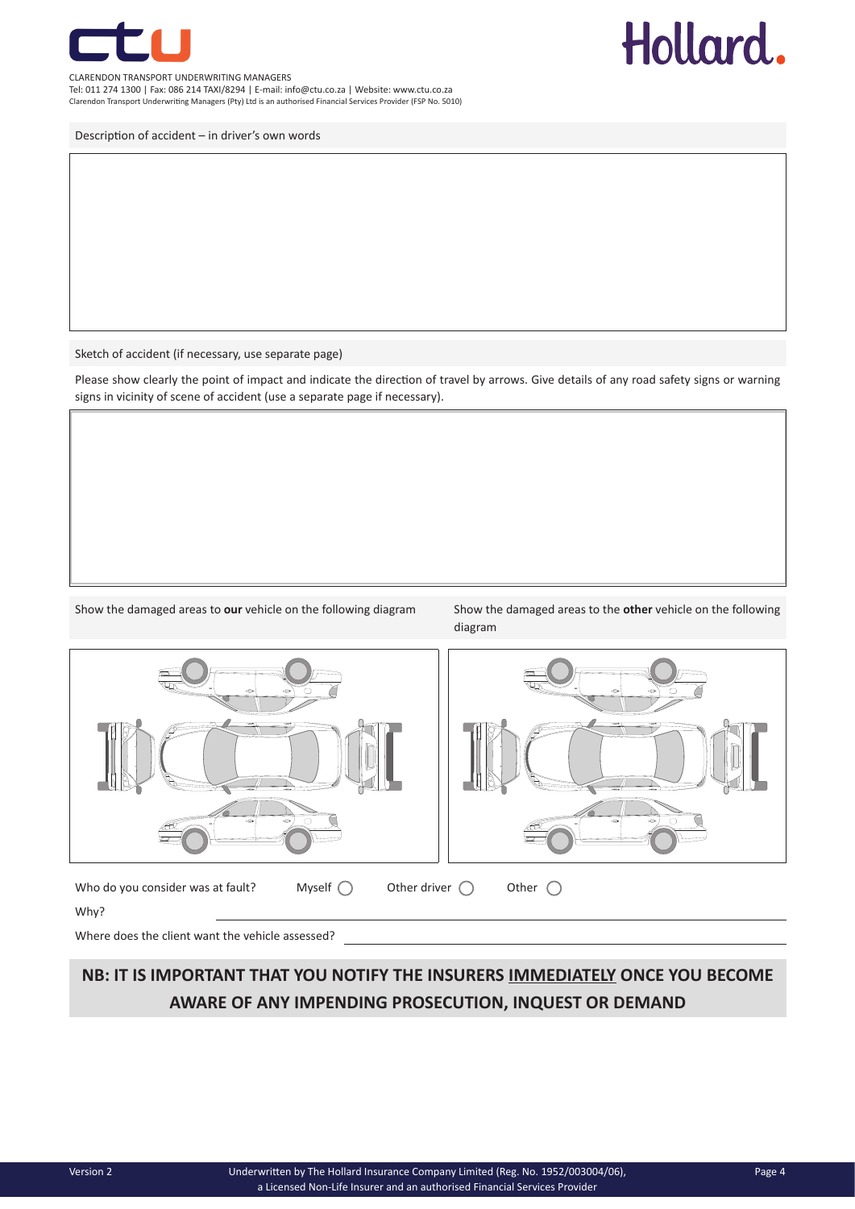CLARENDON TRANSPORT UNDERWRITING MANAGERS
Tel: 011 274 1300 | Fax: 086 214 TAXI/8294 | E-mail: info@ctu.co.za | Website: www.ctu.co.za
Clarendon Transport Underwriting Managers (Pty) Ltd is an authorised Financial Services Provider (FSP No. 5010)

Description of accident – in driver's own words

Sketch of accident (if necessary, use separate page)

Please show clearly the point of impact and indicate the direction of travel by arrows. Give details of any road safety signs or warning signs in vicinity of scene of accident (use a separate page if necessary).

Show the damaged areas to **our** vehicle on the following diagram

Show the damaged areas to the **other** vehicle on the following diagram

Who do you consider was at fault? Myself ◯ Other driver ◯ Other ◯

Why? ______________________________

Where does the client want the vehicle assessed? ______________________________

**NB: IT IS IMPORTANT THAT YOU NOTIFY THE INSURERS IMMEDIATELY ONCE YOU BECOME AWARE OF ANY IMPENDING PROSECUTION, INQUEST OR DEMAND**

Version 2

Underwritten by The Hollard Insurance Company Limited (Reg. No. 1952/003004/06), a Licensed Non-Life Insurer and an authorised Financial Services Provider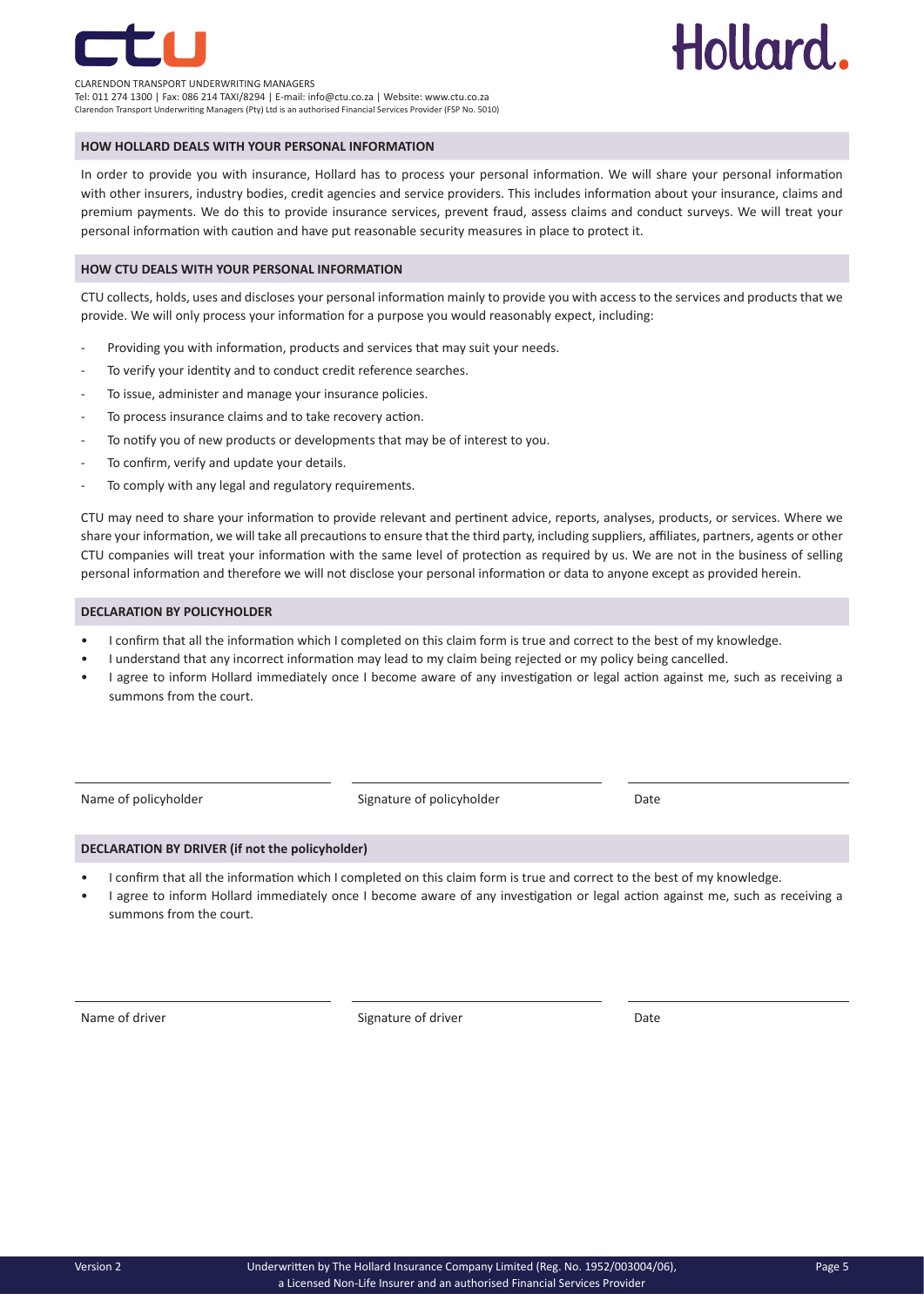CLARENDON TRANSPORT UNDERWRITING MANAGERS
Tel: 011 274 1300 | Fax: 086 214 TAXI/8294 | E-mail: info@ctu.co.za | Website: www.ctu.co.za
Clarendon Transport Underwriting Managers (Pty) Ltd is an authorised Financial Services Provider (FSP No. 5010)

## HOW HOLLARD DEALS WITH YOUR PERSONAL INFORMATION

In order to provide you with insurance, Hollard has to process your personal information. We will share your personal information with other insurers, industry bodies, credit agencies and service providers. This includes information about your insurance, claims and premium payments. We do this to provide insurance services, prevent fraud, assess claims and conduct surveys. We will treat your personal information with caution and have put reasonable security measures in place to protect it.

## HOW CTU DEALS WITH YOUR PERSONAL INFORMATION

CTU collects, holds, uses and discloses your personal information mainly to provide you with access to the services and products that we provide. We will only process your information for a purpose you would reasonably expect, including:

- Providing you with information, products and services that may suit your needs.
- To verify your identity and to conduct credit reference searches.
- To issue, administer and manage your insurance policies.
- To process insurance claims and to take recovery action.
- To notify you of new products or developments that may be of interest to you.
- To confirm, verify and update your details.
- To comply with any legal and regulatory requirements.

CTU may need to share your information to provide relevant and pertinent advice, reports, analyses, products, or services. Where we share your information, we will take all precautions to ensure that the third party, including suppliers, affiliates, partners, agents or other CTU companies will treat your information with the same level of protection as required by us. We are not in the business of selling personal information and therefore we will not disclose your personal information or data to anyone except as provided herein.

## DECLARATION BY POLICYHOLDER

- I confirm that all the information which I completed on this claim form is true and correct to the best of my knowledge.
- I understand that any incorrect information may lead to my claim being rejected or my policy being cancelled.
- I agree to inform Hollard immediately once I become aware of any investigation or legal action against me, such as receiving a summons from the court.

| Name of policyholder | Signature of policyholder | Date |
|---|---|---|

## DECLARATION BY DRIVER (if not the policyholder)

- I confirm that all the information which I completed on this claim form is true and correct to the best of my knowledge.
- I agree to inform Hollard immediately once I become aware of any investigation or legal action against me, such as receiving a summons from the court.

| Name of driver | Signature of driver | Date |
|---|---|---|

Version 2

Underwritten by The Hollard Insurance Company Limited (Reg. No. 1952/003004/06), a Licensed Non-Life Insurer and an authorised Financial Services Provider